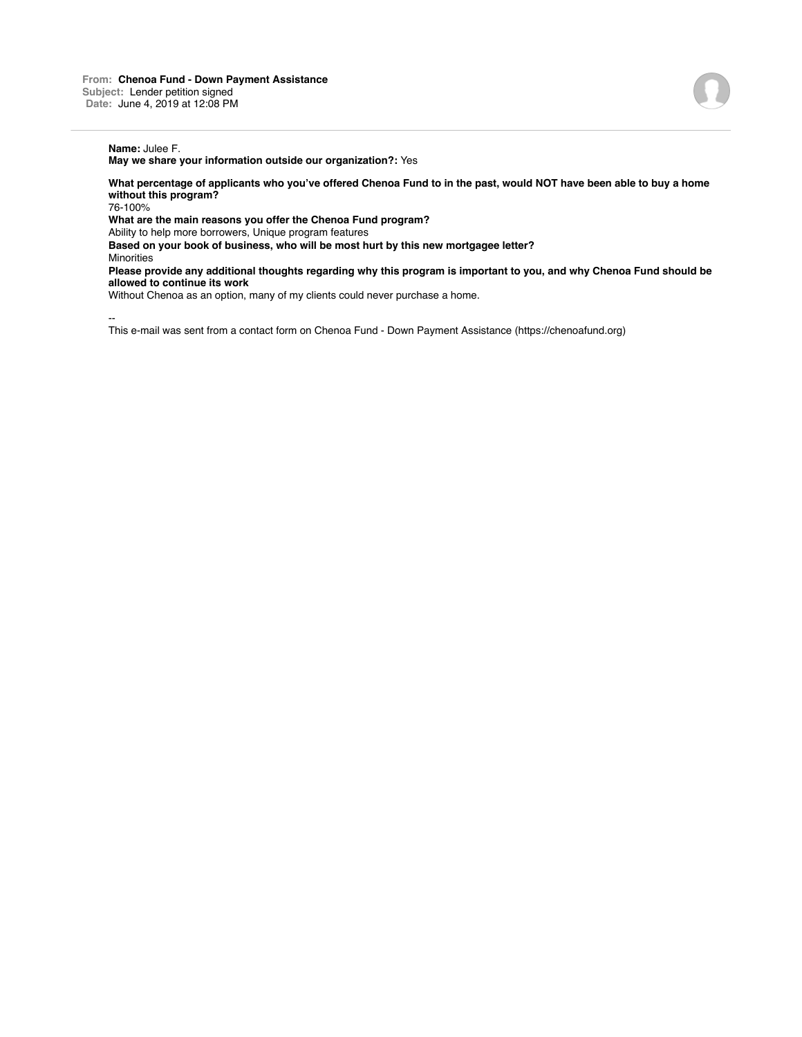**From:** **Chenoa Fund - Down Payment Assistance**
**Subject:** Lender petition signed
**Date:** June 4, 2019 at 12:08 PM

---

**Name:** Julee F.
**May we share your information outside our organization?:** Yes

**What percentage of applicants who you've offered Chenoa Fund to in the past, would NOT have been able to buy a home without this program?**
76-100%
**What are the main reasons you offer the Chenoa Fund program?**
Ability to help more borrowers, Unique program features
**Based on your book of business, who will be most hurt by this new mortgagee letter?**
Minorities
**Please provide any additional thoughts regarding why this program is important to you, and why Chenoa Fund should be allowed to continue its work**
Without Chenoa as an option, many of my clients could never purchase a home.

--
This e-mail was sent from a contact form on Chenoa Fund - Down Payment Assistance (https://chenoafund.org)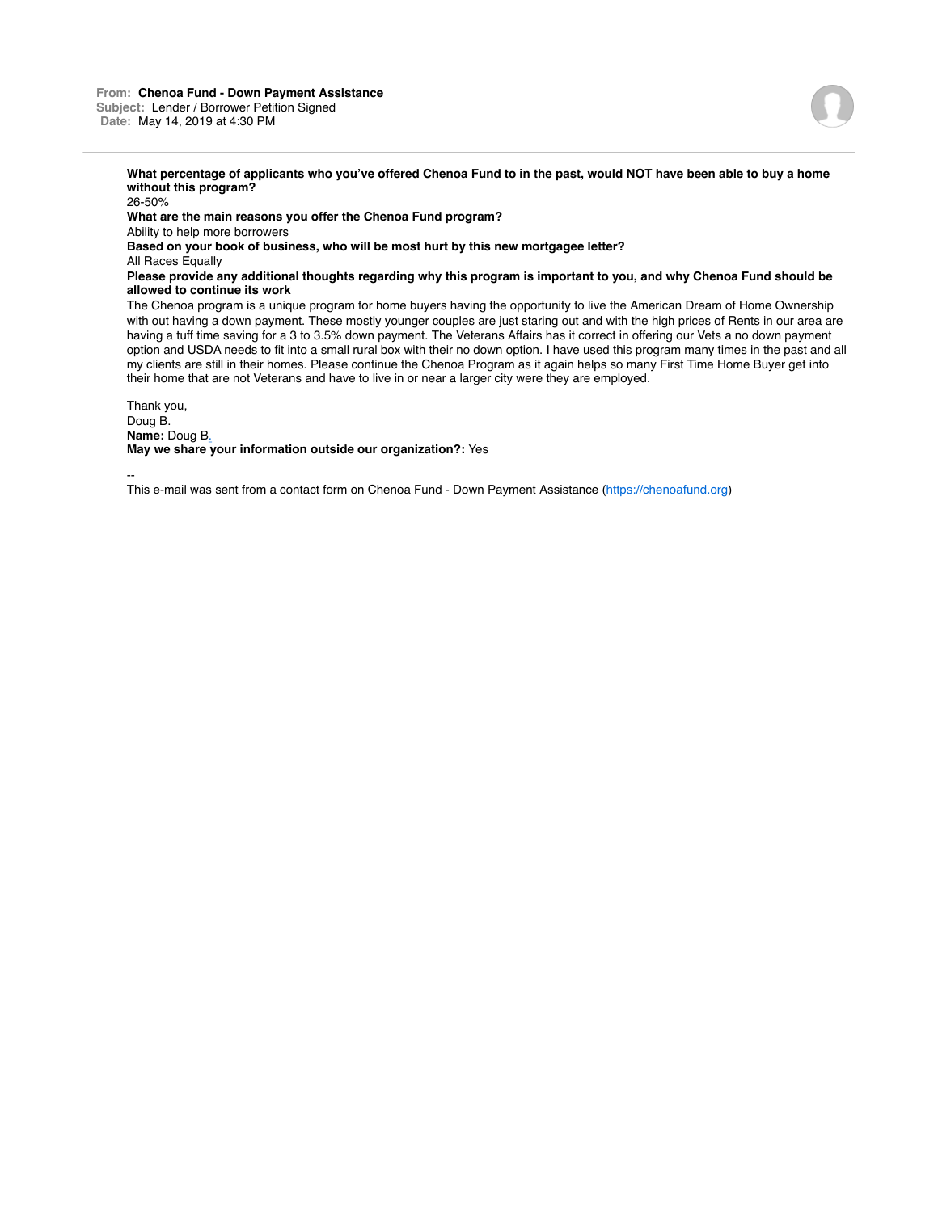**From:** Chenoa Fund - Down Payment Assistance
**Subject:** Lender / Borrower Petition Signed
**Date:** May 14, 2019 at 4:30 PM

---

**What percentage of applicants who you've offered Chenoa Fund to in the past, would NOT have been able to buy a home without this program?**
26-50%
**What are the main reasons you offer the Chenoa Fund program?**
Ability to help more borrowers
**Based on your book of business, who will be most hurt by this new mortgagee letter?**
All Races Equally
**Please provide any additional thoughts regarding why this program is important to you, and why Chenoa Fund should be allowed to continue its work**
The Chenoa program is a unique program for home buyers having the opportunity to live the American Dream of Home Ownership with out having a down payment. These mostly younger couples are just staring out and with the high prices of Rents in our area are having a tuff time saving for a 3 to 3.5% down payment. The Veterans Affairs has it correct in offering our Vets a no down payment option and USDA needs to fit into a small rural box with their no down option. I have used this program many times in the past and all my clients are still in their homes. Please continue the Chenoa Program as it again helps so many First Time Home Buyer get into their home that are not Veterans and have to live in or near a larger city were they are employed.

Thank you,
Doug B.
**Name:** Doug B.
**May we share your information outside our organization?:** Yes

--
This e-mail was sent from a contact form on Chenoa Fund - Down Payment Assistance (https://chenoafund.org)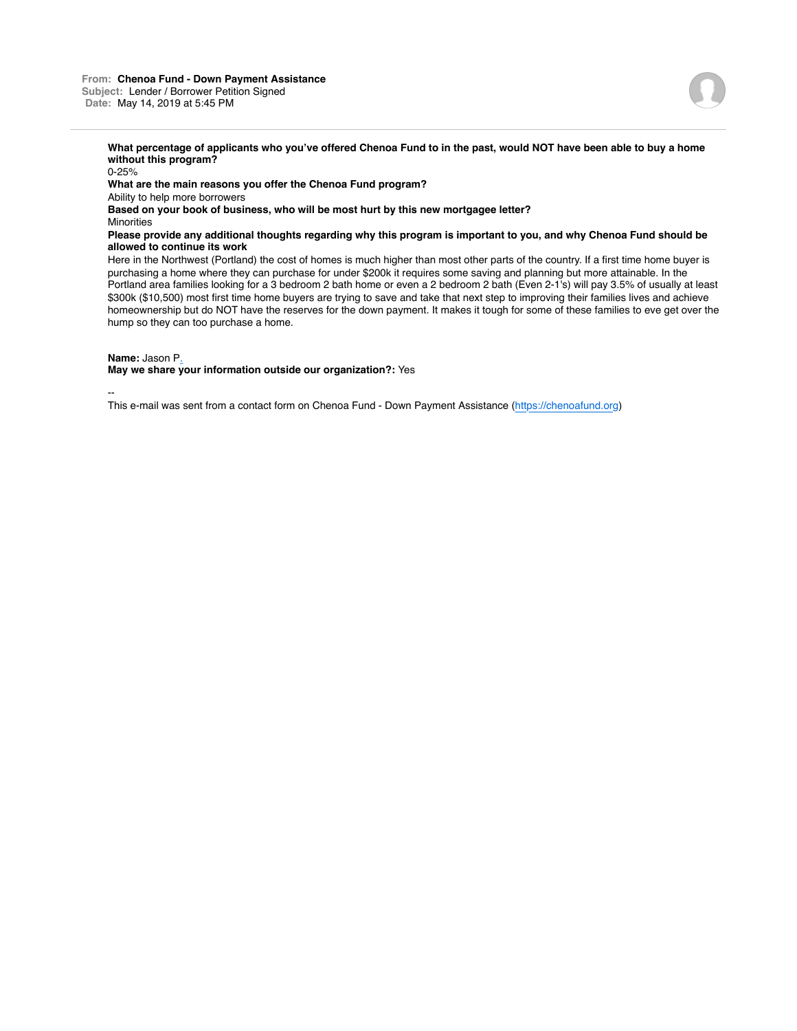**From:** Chenoa Fund - Down Payment Assistance
**Subject:** Lender / Borrower Petition Signed
**Date:** May 14, 2019 at 5:45 PM

---

**What percentage of applicants who you've offered Chenoa Fund to in the past, would NOT have been able to buy a home without this program?**
0-25%

**What are the main reasons you offer the Chenoa Fund program?**
Ability to help more borrowers

**Based on your book of business, who will be most hurt by this new mortgagee letter?**
Minorities

**Please provide any additional thoughts regarding why this program is important to you, and why Chenoa Fund should be allowed to continue its work**
Here in the Northwest (Portland) the cost of homes is much higher than most other parts of the country. If a first time home buyer is purchasing a home where they can purchase for under $200k it requires some saving and planning but more attainable. In the Portland area families looking for a 3 bedroom 2 bath home or even a 2 bedroom 2 bath (Even 2-1's) will pay 3.5% of usually at least $300k ($10,500) most first time home buyers are trying to save and take that next step to improving their families lives and achieve homeownership but do NOT have the reserves for the down payment. It makes it tough for some of these families to eve get over the hump so they can too purchase a home.

**Name:** Jason P.
**May we share your information outside our organization?:** Yes

--
This e-mail was sent from a contact form on Chenoa Fund - Down Payment Assistance (https://chenoafund.org)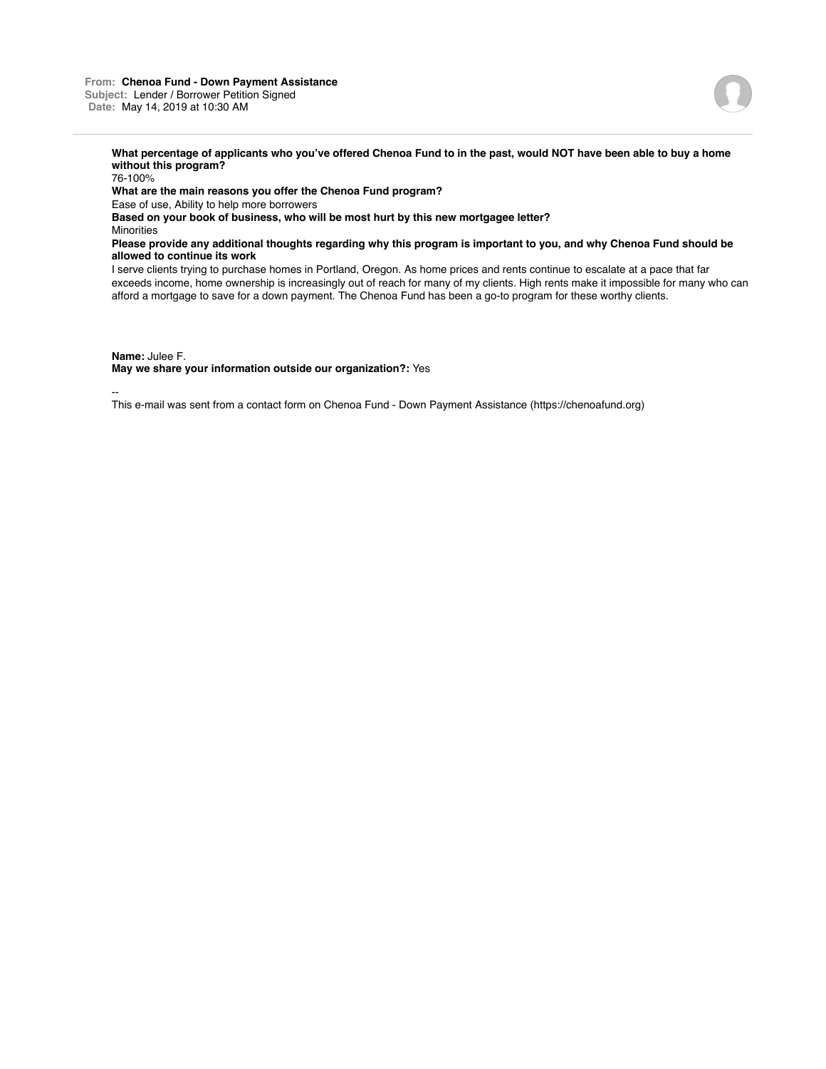**From:** Chenoa Fund - Down Payment Assistance
**Subject:** Lender / Borrower Petition Signed
**Date:** May 14, 2019 at 10:30 AM

**What percentage of applicants who you've offered Chenoa Fund to in the past, would NOT have been able to buy a home without this program?**
76-100%

**What are the main reasons you offer the Chenoa Fund program?**
Ease of use, Ability to help more borrowers

**Based on your book of business, who will be most hurt by this new mortgagee letter?**
Minorities

**Please provide any additional thoughts regarding why this program is important to you, and why Chenoa Fund should be allowed to continue its work**
I serve clients trying to purchase homes in Portland, Oregon. As home prices and rents continue to escalate at a pace that far exceeds income, home ownership is increasingly out of reach for many of my clients. High rents make it impossible for many who can afford a mortgage to save for a down payment. The Chenoa Fund has been a go-to program for these worthy clients.

**Name:** Julee F.
**May we share your information outside our organization?:** Yes

--
This e-mail was sent from a contact form on Chenoa Fund - Down Payment Assistance (https://chenoafund.org)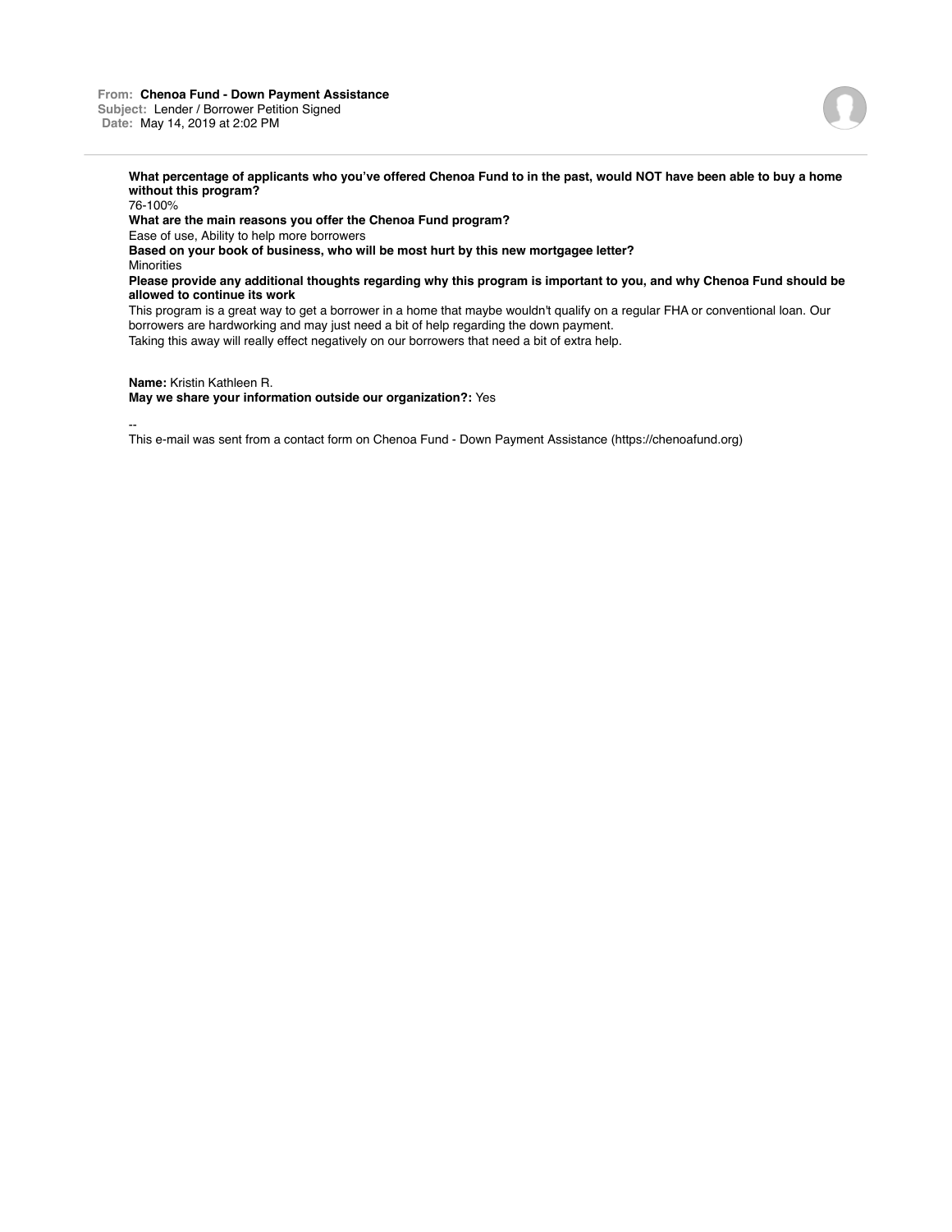**From:** Chenoa Fund - Down Payment Assistance
**Subject:** Lender / Borrower Petition Signed
**Date:** May 14, 2019 at 2:02 PM

---

**What percentage of applicants who you've offered Chenoa Fund to in the past, would NOT have been able to buy a home without this program?**
76-100%
**What are the main reasons you offer the Chenoa Fund program?**
Ease of use, Ability to help more borrowers
**Based on your book of business, who will be most hurt by this new mortgagee letter?**
Minorities
**Please provide any additional thoughts regarding why this program is important to you, and why Chenoa Fund should be allowed to continue its work**
This program is a great way to get a borrower in a home that maybe wouldn't qualify on a regular FHA or conventional loan. Our borrowers are hardworking and may just need a bit of help regarding the down payment.
Taking this away will really effect negatively on our borrowers that need a bit of extra help.

**Name:** Kristin Kathleen R.
**May we share your information outside our organization?:** Yes

--
This e-mail was sent from a contact form on Chenoa Fund - Down Payment Assistance (https://chenoafund.org)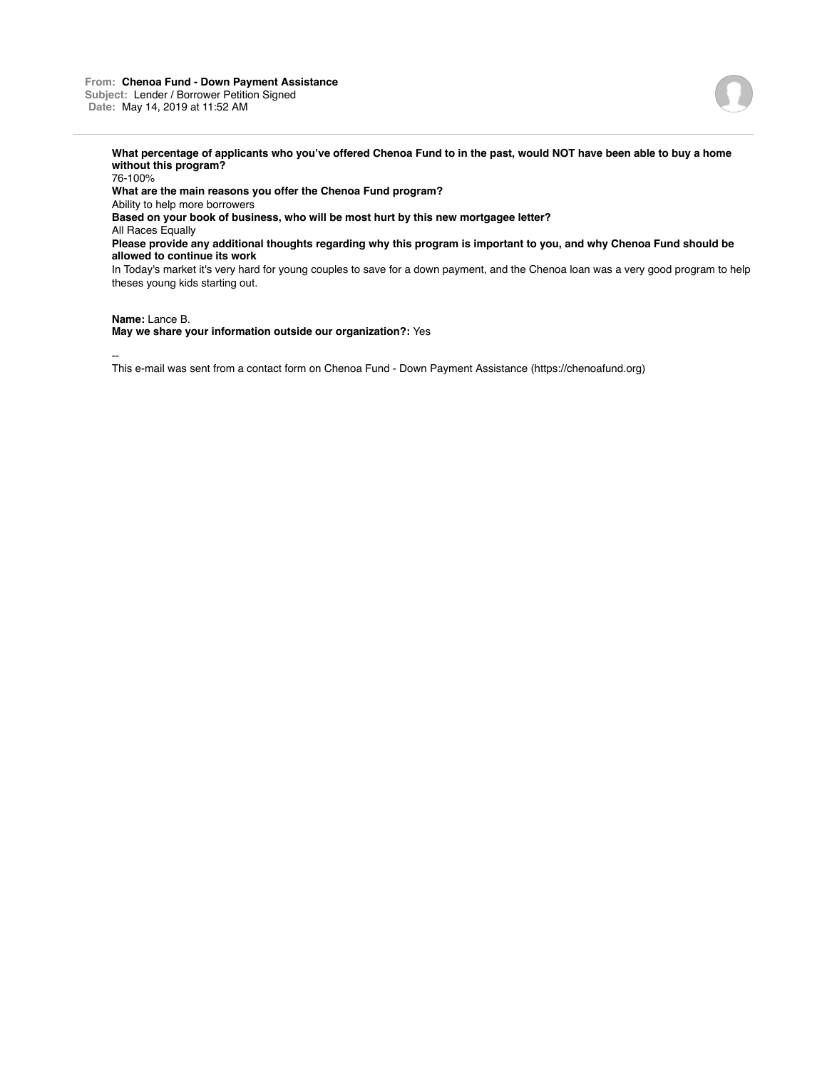**From:** **Chenoa Fund - Down Payment Assistance**
**Subject:** Lender / Borrower Petition Signed
**Date:** May 14, 2019 at 11:52 AM

**What percentage of applicants who you've offered Chenoa Fund to in the past, would NOT have been able to buy a home without this program?**
76-100%
**What are the main reasons you offer the Chenoa Fund program?**
Ability to help more borrowers
**Based on your book of business, who will be most hurt by this new mortgagee letter?**
All Races Equally
**Please provide any additional thoughts regarding why this program is important to you, and why Chenoa Fund should be allowed to continue its work**
In Today's market it's very hard for young couples to save for a down payment, and the Chenoa loan was a very good program to help theses young kids starting out.

**Name:** Lance B.
**May we share your information outside our organization?:** Yes

--
This e-mail was sent from a contact form on Chenoa Fund - Down Payment Assistance (https://chenoafund.org)